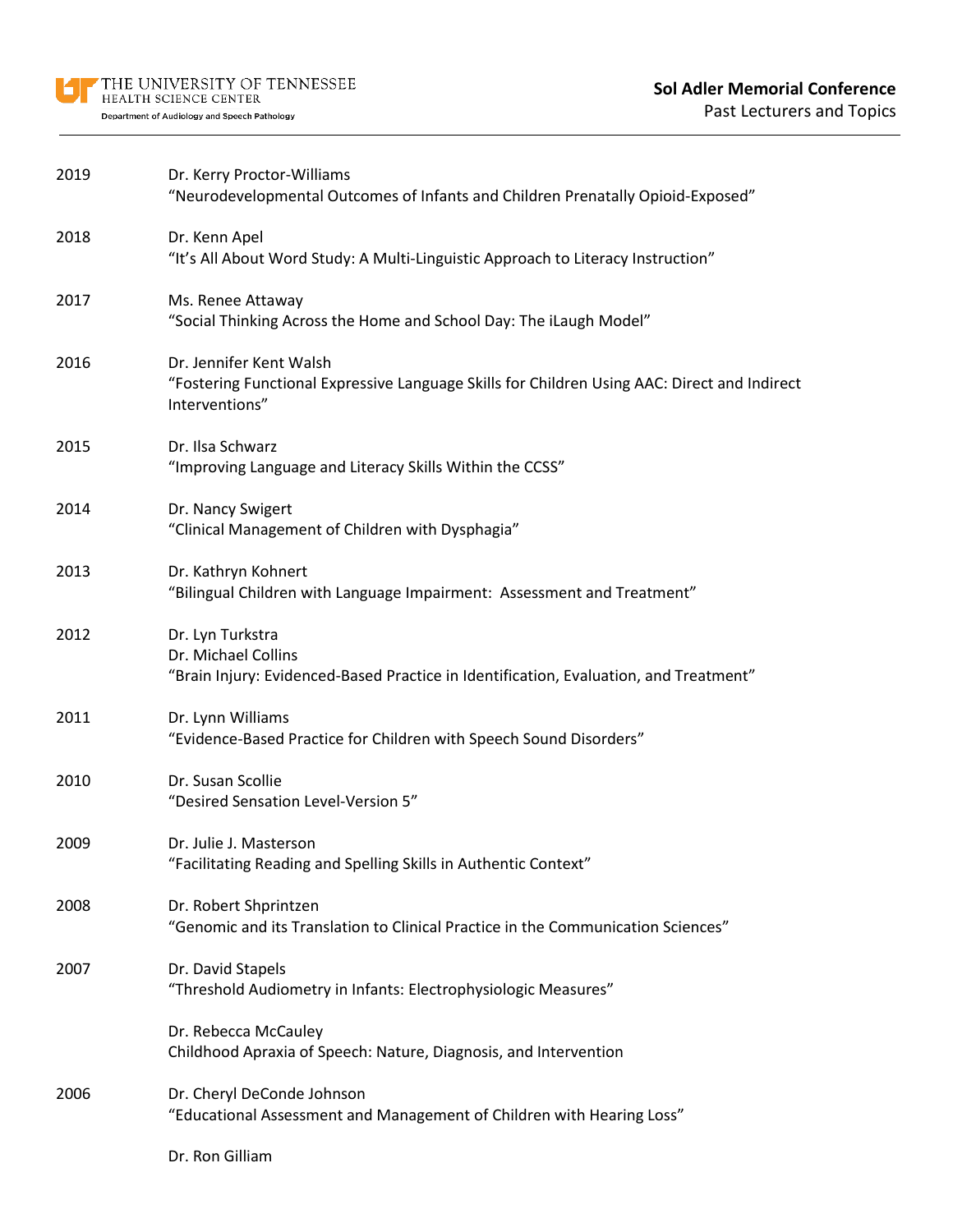THE UNIVERSITY OF TENNESSEE
HEALTH SCIENCE CENTER
Department of Audiology and Speech Pathology

# Sol Adler Memorial Conference

## Past Lecturers and Topics

| | |
|---|---|
| 2019 | Dr. Kerry Proctor-Williams<br>"Neurodevelopmental Outcomes of Infants and Children Prenatally Opioid-Exposed" |
| 2018 | Dr. Kenn Apel<br>"It's All About Word Study: A Multi-Linguistic Approach to Literacy Instruction" |
| 2017 | Ms. Renee Attaway<br>"Social Thinking Across the Home and School Day: The iLaugh Model" |
| 2016 | Dr. Jennifer Kent Walsh<br>"Fostering Functional Expressive Language Skills for Children Using AAC: Direct and Indirect Interventions" |
| 2015 | Dr. Ilsa Schwarz<br>"Improving Language and Literacy Skills Within the CCSS" |
| 2014 | Dr. Nancy Swigert<br>"Clinical Management of Children with Dysphagia" |
| 2013 | Dr. Kathryn Kohnert<br>"Bilingual Children with Language Impairment: Assessment and Treatment" |
| 2012 | Dr. Lyn Turkstra<br>Dr. Michael Collins<br>"Brain Injury: Evidenced-Based Practice in Identification, Evaluation, and Treatment" |
| 2011 | Dr. Lynn Williams<br>"Evidence-Based Practice for Children with Speech Sound Disorders" |
| 2010 | Dr. Susan Scollie<br>"Desired Sensation Level-Version 5" |
| 2009 | Dr. Julie J. Masterson<br>"Facilitating Reading and Spelling Skills in Authentic Context" |
| 2008 | Dr. Robert Shprintzen<br>"Genomic and its Translation to Clinical Practice in the Communication Sciences" |
| 2007 | Dr. David Stapels<br>"Threshold Audiometry in Infants: Electrophysiologic Measures" |
| | Dr. Rebecca McCauley<br>Childhood Apraxia of Speech: Nature, Diagnosis, and Intervention |
| 2006 | Dr. Cheryl DeConde Johnson<br>"Educational Assessment and Management of Children with Hearing Loss" |
| | Dr. Ron Gilliam |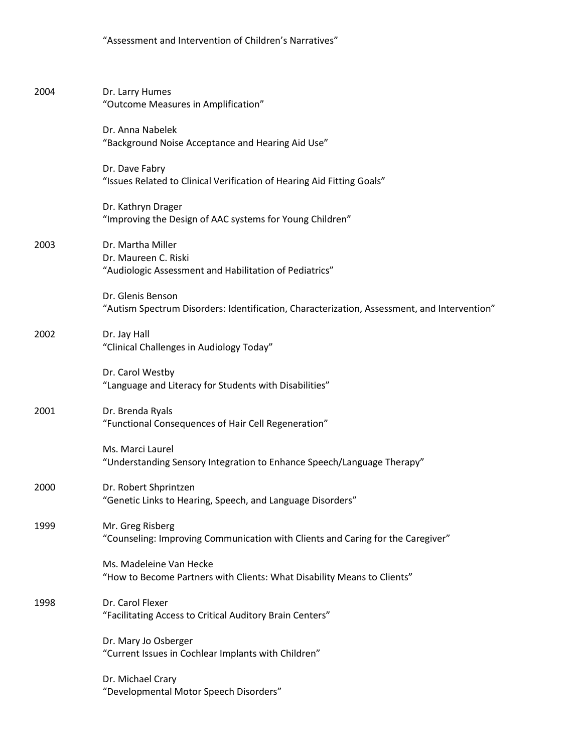"Assessment and Intervention of Children's Narratives"

**2004**

Dr. Larry Humes
"Outcome Measures in Amplification"

Dr. Anna Nabelek
"Background Noise Acceptance and Hearing Aid Use"

Dr. Dave Fabry
"Issues Related to Clinical Verification of Hearing Aid Fitting Goals"

Dr. Kathryn Drager
"Improving the Design of AAC systems for Young Children"

**2003**

Dr. Martha Miller
Dr. Maureen C. Riski
"Audiologic Assessment and Habilitation of Pediatrics"

Dr. Glenis Benson
"Autism Spectrum Disorders: Identification, Characterization, Assessment, and Intervention"

**2002**

Dr. Jay Hall
"Clinical Challenges in Audiology Today"

Dr. Carol Westby
"Language and Literacy for Students with Disabilities"

**2001**

Dr. Brenda Ryals
"Functional Consequences of Hair Cell Regeneration"

Ms. Marci Laurel
"Understanding Sensory Integration to Enhance Speech/Language Therapy"

**2000**

Dr. Robert Shprintzen
"Genetic Links to Hearing, Speech, and Language Disorders"

**1999**

Mr. Greg Risberg
"Counseling: Improving Communication with Clients and Caring for the Caregiver"

Ms. Madeleine Van Hecke
"How to Become Partners with Clients: What Disability Means to Clients"

**1998**

Dr. Carol Flexer
"Facilitating Access to Critical Auditory Brain Centers"

Dr. Mary Jo Osberger
"Current Issues in Cochlear Implants with Children"

Dr. Michael Crary
"Developmental Motor Speech Disorders"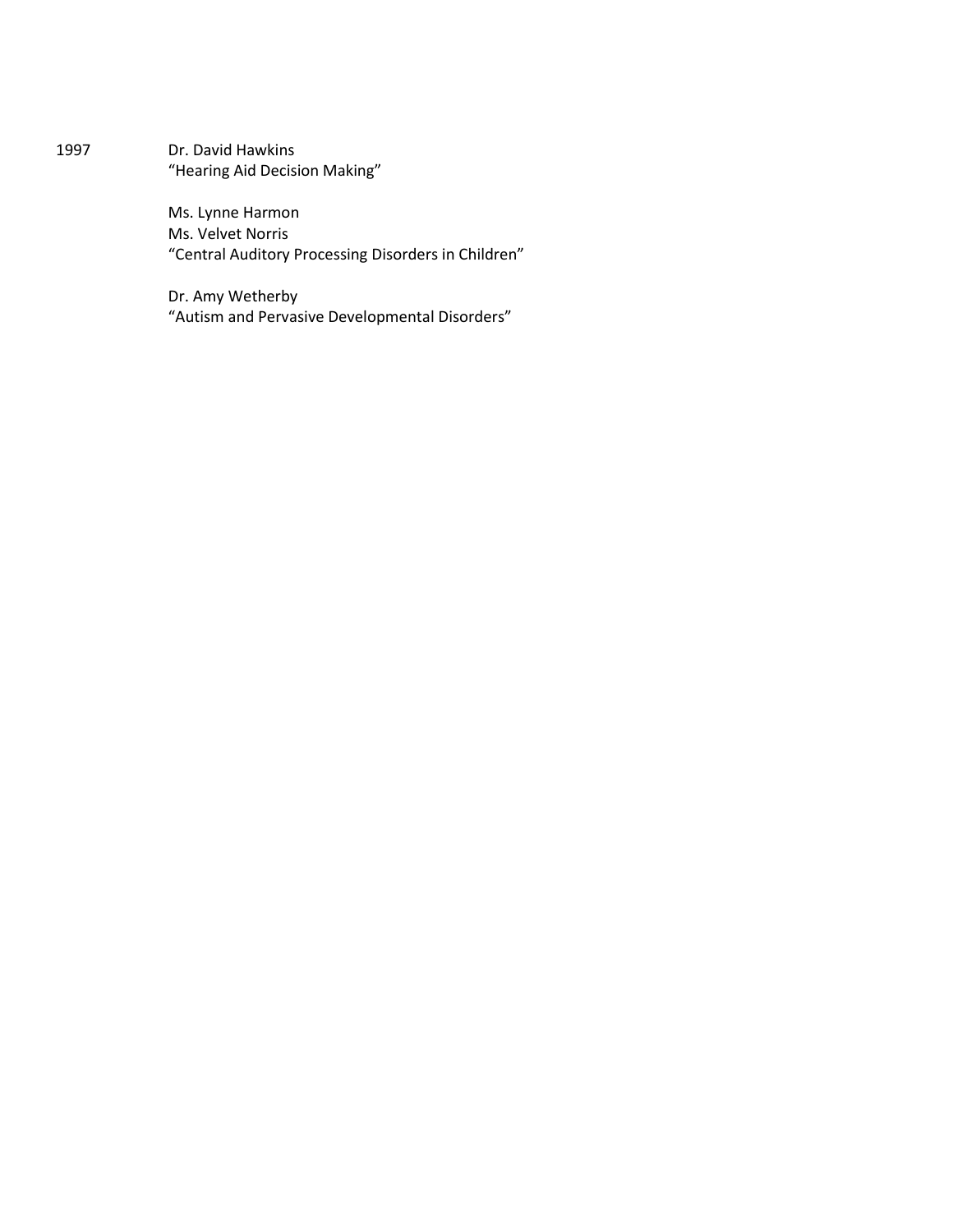1997

Dr. David Hawkins
"Hearing Aid Decision Making"

Ms. Lynne Harmon
Ms. Velvet Norris
"Central Auditory Processing Disorders in Children"

Dr. Amy Wetherby
"Autism and Pervasive Developmental Disorders"